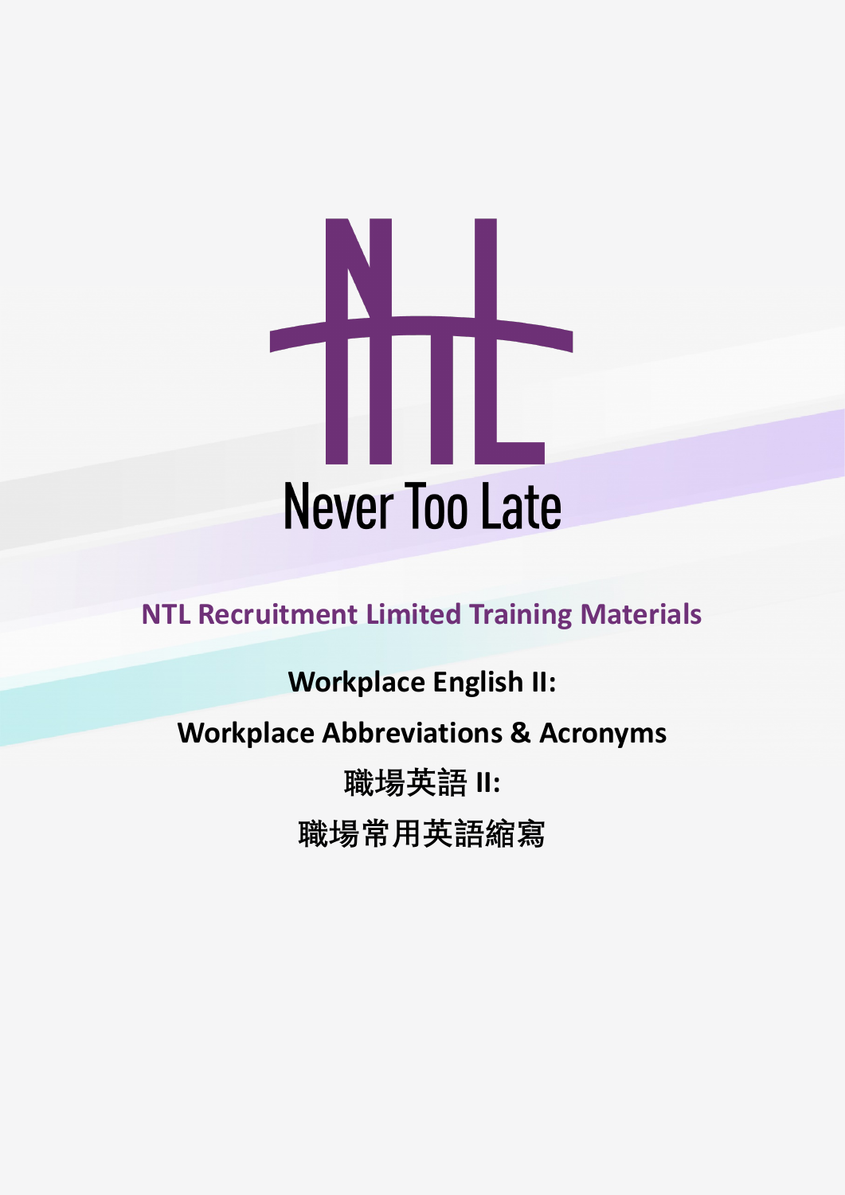Never Too Late

**NTL Recruitment Limited Training Materials**

# Workplace English II:

# Workplace Abbreviations & Acronyms

# 職場英語 II:

# 職場常用英語縮寫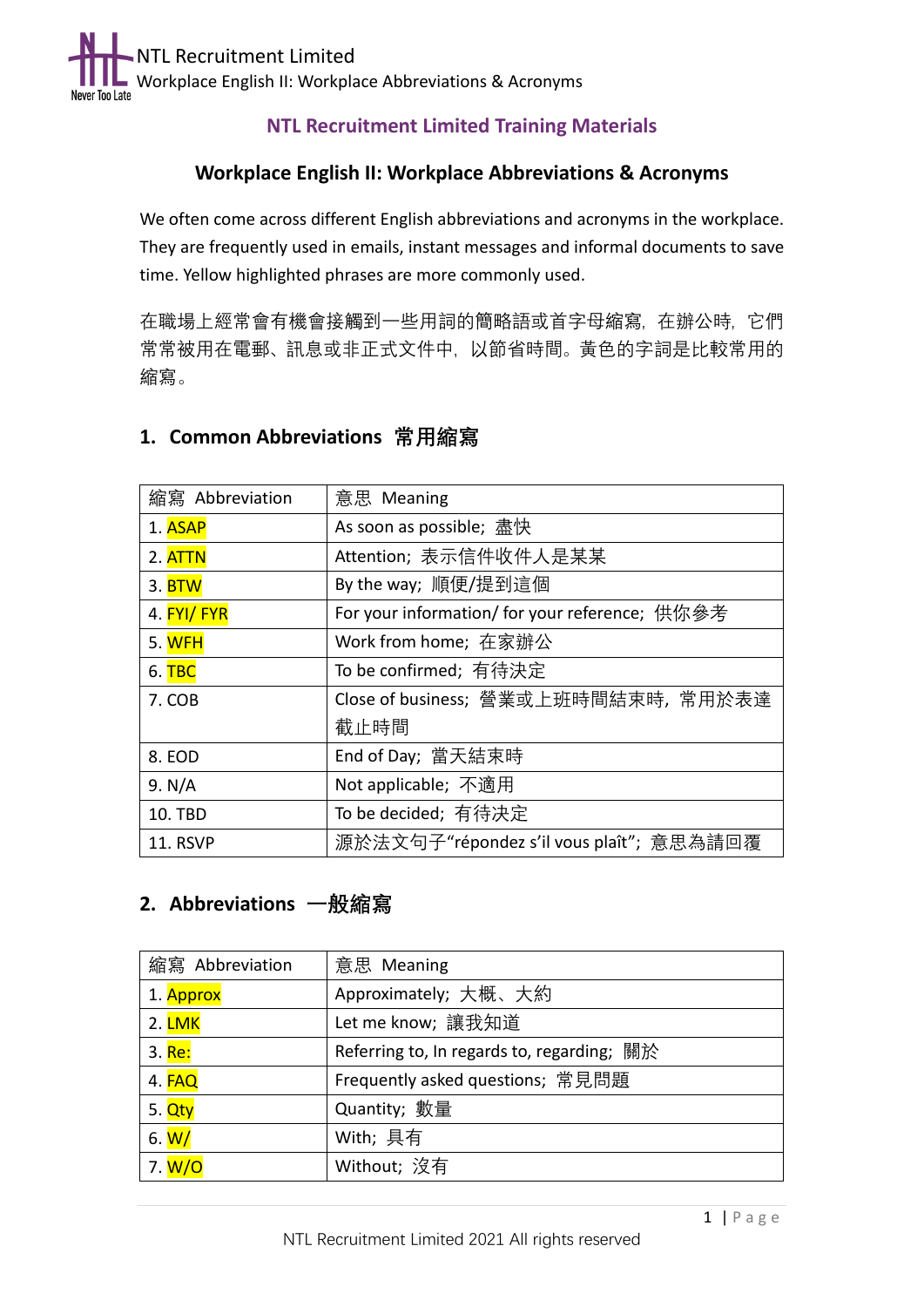**NTL Recruitment Limited Training Materials**

# Workplace English II: Workplace Abbreviations & Acronyms

We often come across different English abbreviations and acronyms in the workplace. They are frequently used in emails, instant messages and informal documents to save time. Yellow highlighted phrases are more commonly used.

在職場上經常會有機會接觸到一些用詞的簡略語或首字母縮寫，在辦公時，它們常常被用在電郵、訊息或非正式文件中，以節省時間。黃色的字詞是比較常用的縮寫。

## 1. Common Abbreviations 常用縮寫

| 縮寫 Abbreviation | 意思 Meaning |
|---|---|
| 1. ASAP | As soon as possible; 盡快 |
| 2. ATTN | Attention; 表示信件收件人是某某 |
| 3. BTW | By the way; 順便/提到這個 |
| 4. FYI/ FYR | For your information/ for your reference; 供你參考 |
| 5. WFH | Work from home; 在家辦公 |
| 6. TBC | To be confirmed; 有待決定 |
| 7. COB | Close of business; 營業或上班時間結束時，常用於表達截止時間 |
| 8. EOD | End of Day; 當天結束時 |
| 9. N/A | Not applicable; 不適用 |
| 10. TBD | To be decided; 有待決定 |
| 11. RSVP | 源於法文句子“répondez s'il vous plaît”; 意思為請回覆 |

## 2. Abbreviations 一般縮寫

| 縮寫 Abbreviation | 意思 Meaning |
|---|---|
| 1. Approx | Approximately; 大概、大約 |
| 2. LMK | Let me know; 讓我知道 |
| 3. Re: | Referring to, In regards to, regarding; 關於 |
| 4. FAQ | Frequently asked questions; 常見問題 |
| 5. Qty | Quantity; 數量 |
| 6. W/ | With; 具有 |
| 7. W/O | Without; 沒有 |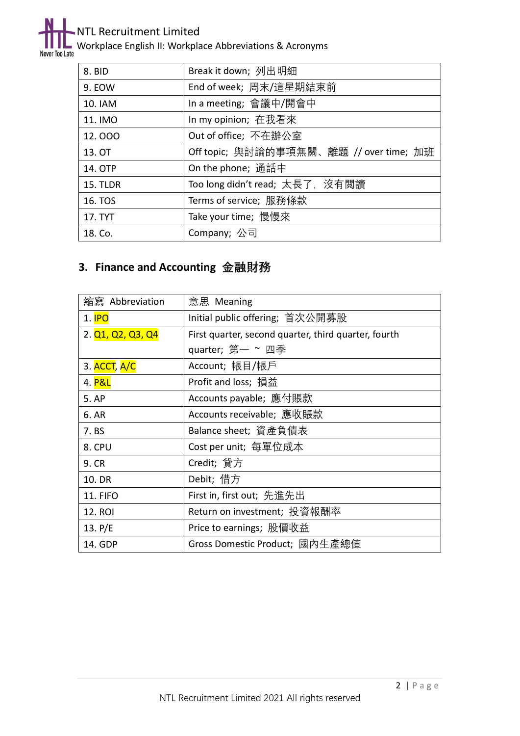| 8. BID | Break it down; 列出明細 |
|---|---|
| 9. EOW | End of week; 周末/這星期結束前 |
| 10. IAM | In a meeting; 會議中/開會中 |
| 11. IMO | In my opinion; 在我看來 |
| 12. OOO | Out of office; 不在辦公室 |
| 13. OT | Off topic; 與討論的事項無關、離題 // over time; 加班 |
| 14. OTP | On the phone; 通話中 |
| 15. TLDR | Too long didn't read; 太長了，沒有閱讀 |
| 16. TOS | Terms of service; 服務條款 |
| 17. TYT | Take your time; 慢慢來 |
| 18. Co. | Company; 公司 |

## 3. Finance and Accounting 金融財務

| 縮寫 Abbreviation | 意思 Meaning |
|---|---|
| 1. IPO | Initial public offering; 首次公開募股 |
| 2. Q1, Q2, Q3, Q4 | First quarter, second quarter, third quarter, fourth quarter; 第一 ~ 四季 |
| 3. ACCT, A/C | Account; 帳目/帳戶 |
| 4. P&L | Profit and loss; 損益 |
| 5. AP | Accounts payable; 應付賬款 |
| 6. AR | Accounts receivable; 應收賬款 |
| 7. BS | Balance sheet; 資產負債表 |
| 8. CPU | Cost per unit; 每單位成本 |
| 9. CR | Credit; 貸方 |
| 10. DR | Debit; 借方 |
| 11. FIFO | First in, first out; 先進先出 |
| 12. ROI | Return on investment; 投資報酬率 |
| 13. P/E | Price to earnings; 股價收益 |
| 14. GDP | Gross Domestic Product; 國內生產總值 |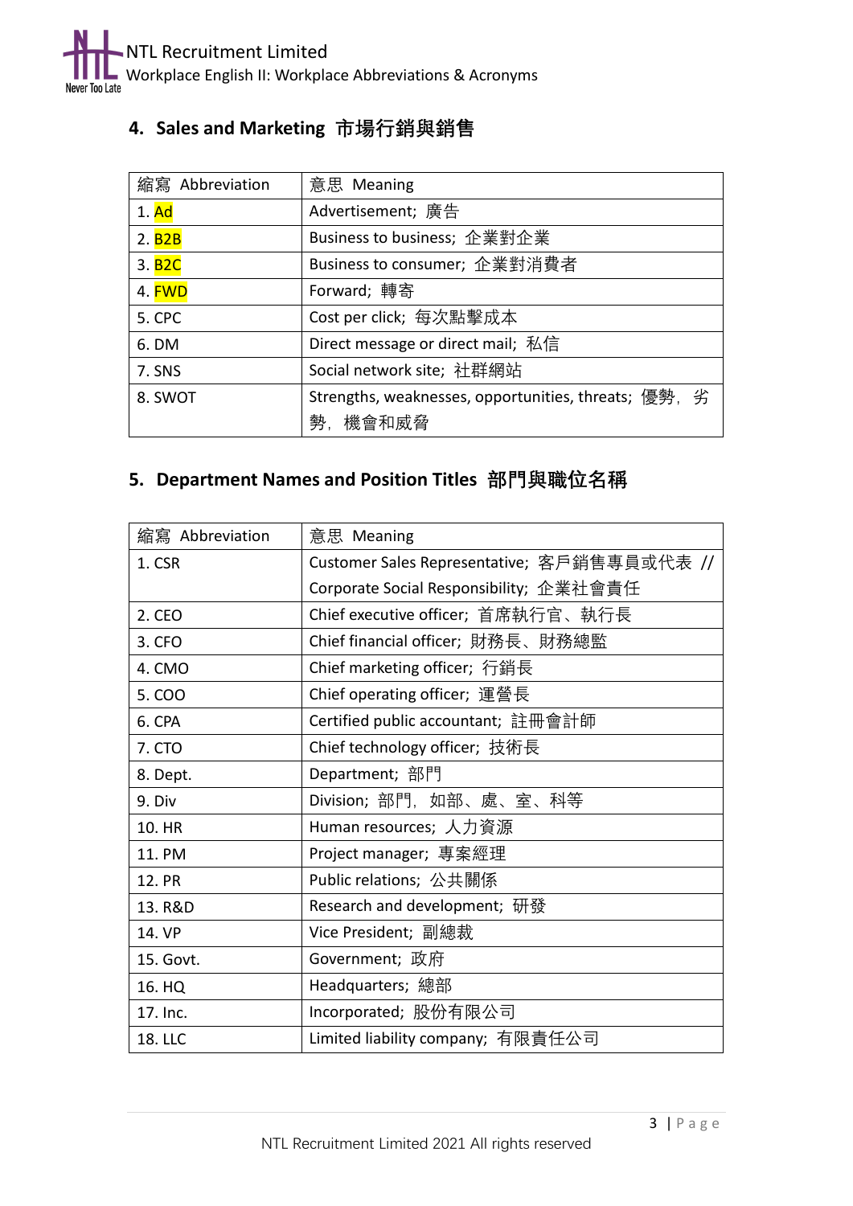## 4. Sales and Marketing 市場行銷與銷售

| 縮寫 Abbreviation | 意思 Meaning |
|---|---|
| 1. Ad | Advertisement; 廣告 |
| 2. B2B | Business to business; 企業對企業 |
| 3. B2C | Business to consumer; 企業對消費者 |
| 4. FWD | Forward; 轉寄 |
| 5. CPC | Cost per click; 每次點擊成本 |
| 6. DM | Direct message or direct mail; 私信 |
| 7. SNS | Social network site; 社群網站 |
| 8. SWOT | Strengths, weaknesses, opportunities, threats; 優勢，劣勢，機會和威脅 |

## 5. Department Names and Position Titles 部門與職位名稱

| 縮寫 Abbreviation | 意思 Meaning |
|---|---|
| 1. CSR | Customer Sales Representative; 客戶銷售專員或代表 // Corporate Social Responsibility; 企業社會責任 |
| 2. CEO | Chief executive officer; 首席執行官、執行長 |
| 3. CFO | Chief financial officer; 財務長、財務總監 |
| 4. CMO | Chief marketing officer; 行銷長 |
| 5. COO | Chief operating officer; 運營長 |
| 6. CPA | Certified public accountant; 註冊會計師 |
| 7. CTO | Chief technology officer; 技術長 |
| 8. Dept. | Department; 部門 |
| 9. Div | Division; 部門，如部、處、室、科等 |
| 10. HR | Human resources; 人力資源 |
| 11. PM | Project manager; 專案經理 |
| 12. PR | Public relations; 公共關係 |
| 13. R&D | Research and development; 研發 |
| 14. VP | Vice President; 副總裁 |
| 15. Govt. | Government; 政府 |
| 16. HQ | Headquarters; 總部 |
| 17. Inc. | Incorporated; 股份有限公司 |
| 18. LLC | Limited liability company; 有限責任公司 |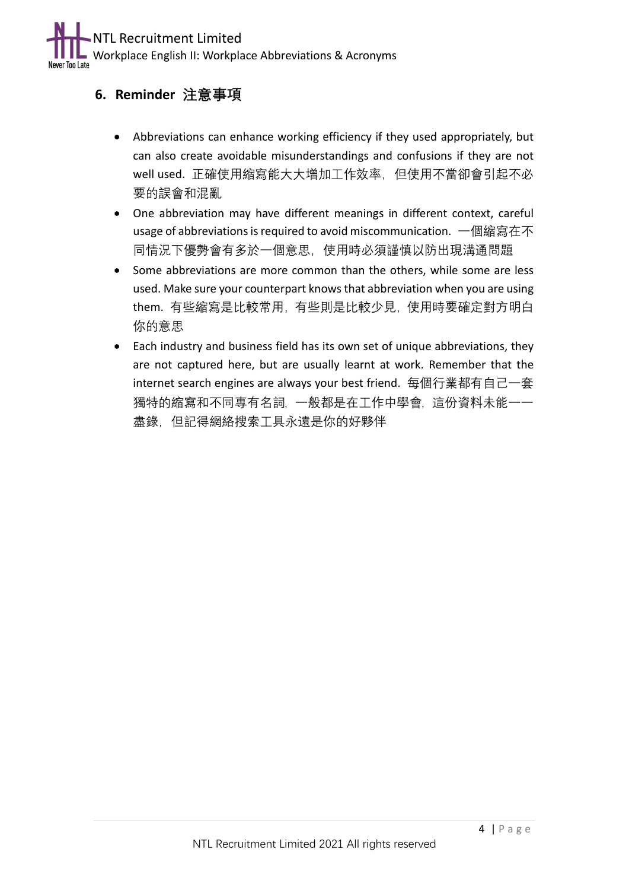## 6. Reminder 注意事項

- Abbreviations can enhance working efficiency if they used appropriately, but can also create avoidable misunderstandings and confusions if they are not well used. 正確使用縮寫能大大增加工作效率，但使用不當卻會引起不必要的誤會和混亂
- One abbreviation may have different meanings in different context, careful usage of abbreviations is required to avoid miscommunication. 一個縮寫在不同情況下優勢會有多於一個意思，使用時必須謹慎以防出現溝通問題
- Some abbreviations are more common than the others, while some are less used. Make sure your counterpart knows that abbreviation when you are using them. 有些縮寫是比較常用，有些則是比較少見，使用時要確定對方明白你的意思
- Each industry and business field has its own set of unique abbreviations, they are not captured here, but are usually learnt at work. Remember that the internet search engines are always your best friend. 每個行業都有自己一套獨特的縮寫和不同專有名詞，一般都是在工作中學會，這份資料未能一一盡錄，但記得網絡搜索工具永遠是你的好夥伴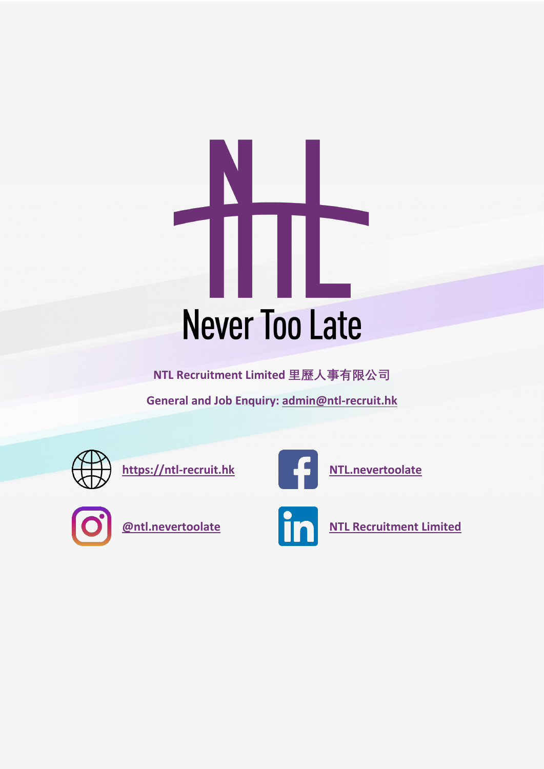Never Too Late

**NTL Recruitment Limited 里歷人事有限公司**

**General and Job Enquiry: admin@ntl-recruit.hk**

https://ntl-recruit.hk

NTL.nevertoolate

@ntl.nevertoolate

NTL Recruitment Limited